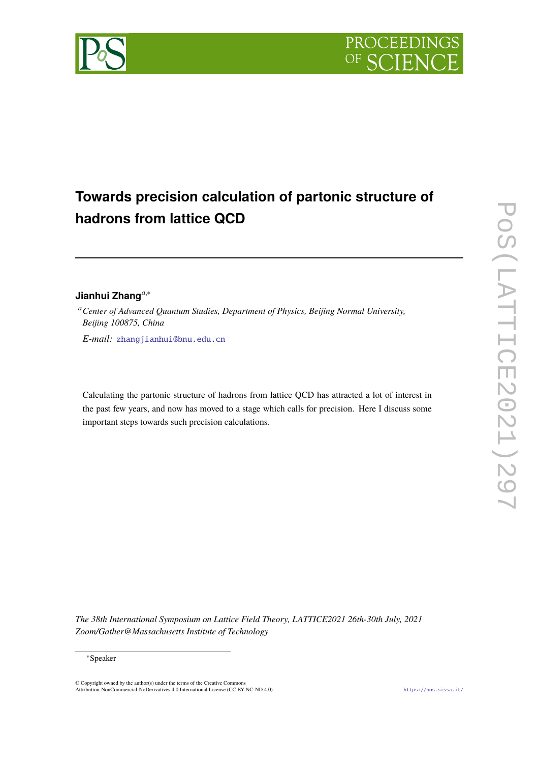# Towards precision calculation of partonic structure of hadrons from lattice QCD

**Jianhui Zhang**[a,*]

[a] *Center of Advanced Quantum Studies, Department of Physics, Beijing Normal University, Beijing 100875, China*

*E-mail:* zhangjianhui@bnu.edu.cn

Calculating the partonic structure of hadrons from lattice QCD has attracted a lot of interest in the past few years, and now has moved to a stage which calls for precision. Here I discuss some important steps towards such precision calculations.

*The 38th International Symposium on Lattice Field Theory, LATTICE2021 26th-30th July, 2021 Zoom/Gather@Massachusetts Institute of Technology*

[*] Speaker

© Copyright owned by the author(s) under the terms of the Creative Commons Attribution-NonCommercial-NoDerivatives 4.0 International License (CC BY-NC-ND 4.0).

https://pos.sissa.it/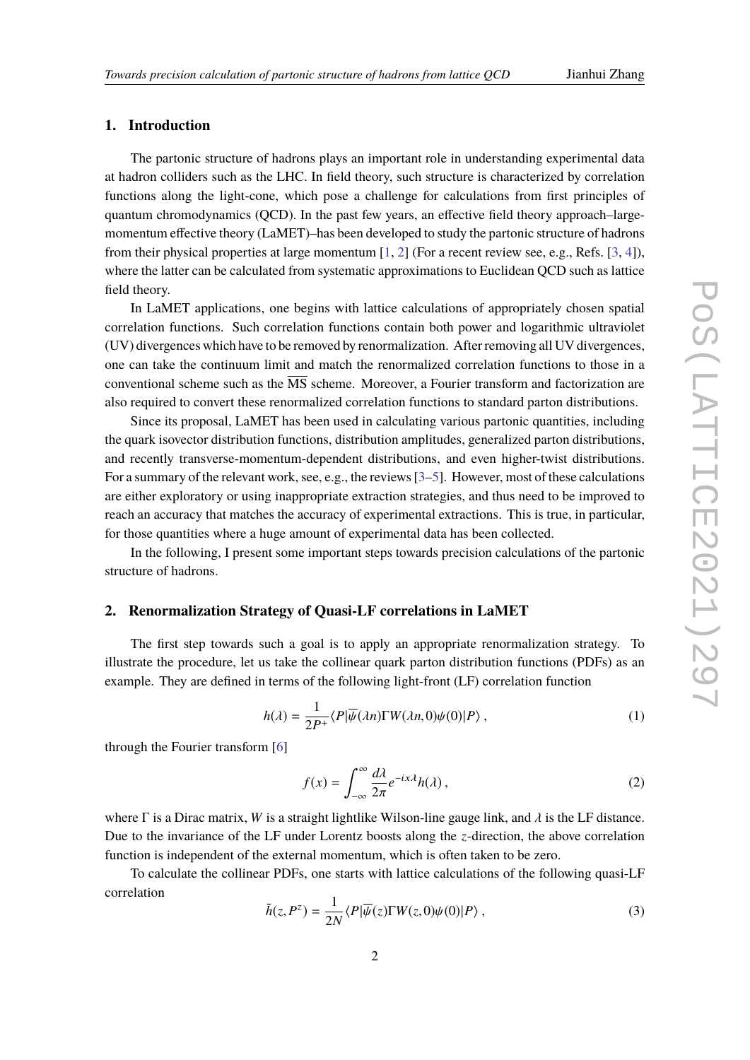## 1. Introduction

The partonic structure of hadrons plays an important role in understanding experimental data at hadron colliders such as the LHC. In field theory, such structure is characterized by correlation functions along the light-cone, which pose a challenge for calculations from first principles of quantum chromodynamics (QCD). In the past few years, an effective field theory approach–large-momentum effective theory (LaMET)–has been developed to study the partonic structure of hadrons from their physical properties at large momentum [1, 2] (For a recent review see, e.g., Refs. [3, 4]), where the latter can be calculated from systematic approximations to Euclidean QCD such as lattice field theory.

In LaMET applications, one begins with lattice calculations of appropriately chosen spatial correlation functions. Such correlation functions contain both power and logarithmic ultraviolet (UV) divergences which have to be removed by renormalization. After removing all UV divergences, one can take the continuum limit and match the renormalized correlation functions to those in a conventional scheme such as the $\overline{\text{MS}}$ scheme. Moreover, a Fourier transform and factorization are also required to convert these renormalized correlation functions to standard parton distributions.

Since its proposal, LaMET has been used in calculating various partonic quantities, including the quark isovector distribution functions, distribution amplitudes, generalized parton distributions, and recently transverse-momentum-dependent distributions, and even higher-twist distributions. For a summary of the relevant work, see, e.g., the reviews [3–5]. However, most of these calculations are either exploratory or using inappropriate extraction strategies, and thus need to be improved to reach an accuracy that matches the accuracy of experimental extractions. This is true, in particular, for those quantities where a huge amount of experimental data has been collected.

In the following, I present some important steps towards precision calculations of the partonic structure of hadrons.

## 2. Renormalization Strategy of Quasi-LF correlations in LaMET

The first step towards such a goal is to apply an appropriate renormalization strategy. To illustrate the procedure, let us take the collinear quark parton distribution functions (PDFs) as an example. They are defined in terms of the following light-front (LF) correlation function

$$h(\lambda) = \frac{1}{2P^+}\langle P|\overline{\psi}(\lambda n)\Gamma W(\lambda n, 0)\psi(0)|P\rangle \,, \tag{1}$$

through the Fourier transform [6]

$$f(x) = \int_{-\infty}^{\infty} \frac{d\lambda}{2\pi} e^{-ix\lambda} h(\lambda) \,, \tag{2}$$

where $\Gamma$ is a Dirac matrix, $W$ is a straight lightlike Wilson-line gauge link, and $\lambda$ is the LF distance. Due to the invariance of the LF under Lorentz boosts along the $z$-direction, the above correlation function is independent of the external momentum, which is often taken to be zero.

To calculate the collinear PDFs, one starts with lattice calculations of the following quasi-LF correlation

$$\tilde{h}(z, P^z) = \frac{1}{2N}\langle P|\overline{\psi}(z)\Gamma W(z, 0)\psi(0)|P\rangle \,, \tag{3}$$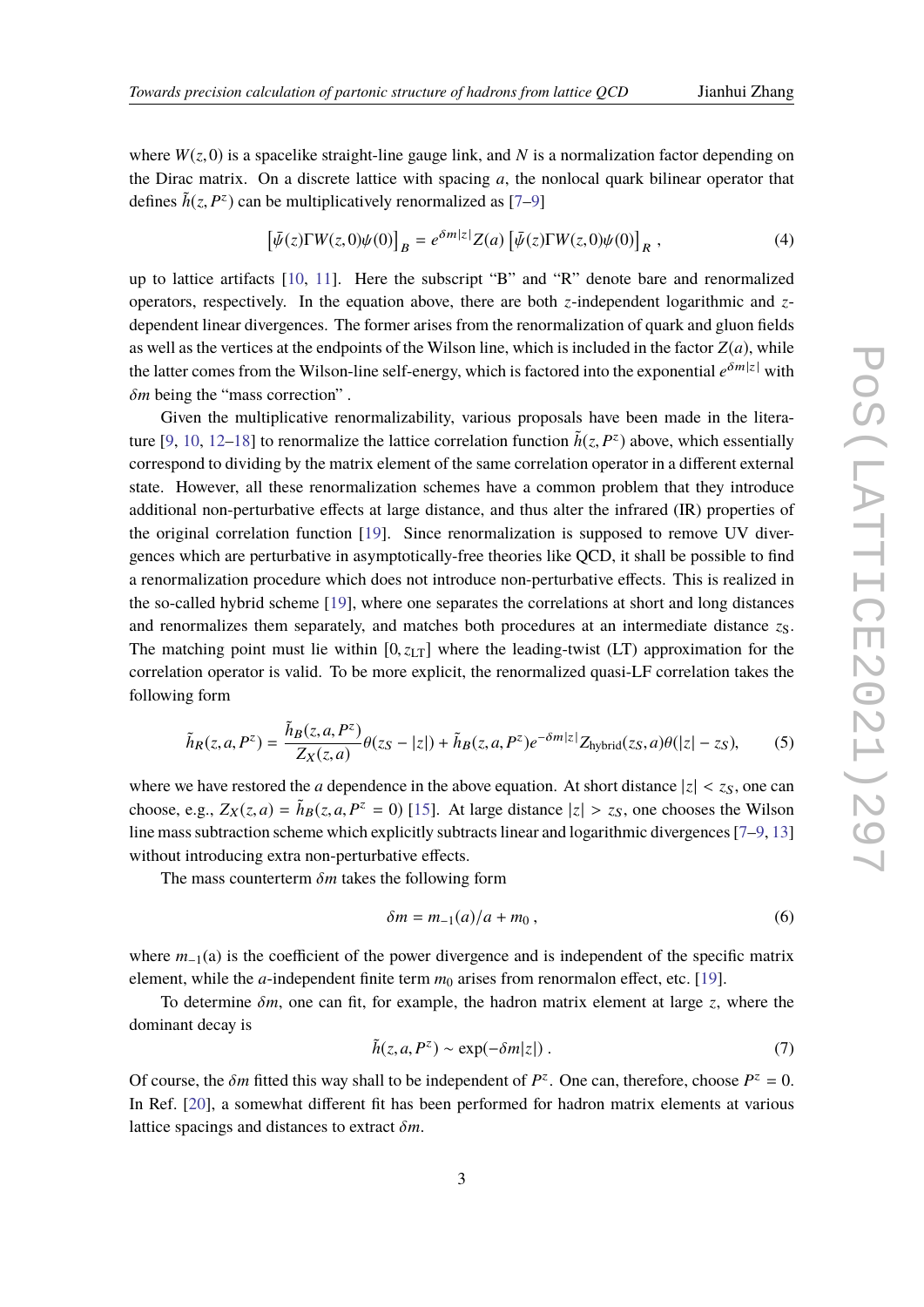where $W(z,0)$ is a spacelike straight-line gauge link, and $N$ is a normalization factor depending on the Dirac matrix. On a discrete lattice with spacing $a$, the nonlocal quark bilinear operator that defines $\tilde{h}(z,P^z)$ can be multiplicatively renormalized as [7–9]

$$\left[\bar{\psi}(z)\Gamma W(z,0)\psi(0)\right]_B = e^{\delta m|z|} Z(a) \left[\bar{\psi}(z)\Gamma W(z,0)\psi(0)\right]_R , \tag{4}$$

up to lattice artifacts [10, 11]. Here the subscript "B" and "R" denote bare and renormalized operators, respectively. In the equation above, there are both $z$-independent logarithmic and $z$-dependent linear divergences. The former arises from the renormalization of quark and gluon fields as well as the vertices at the endpoints of the Wilson line, which is included in the factor $Z(a)$, while the latter comes from the Wilson-line self-energy, which is factored into the exponential $e^{\delta m|z|}$ with $\delta m$ being the "mass correction" .

Given the multiplicative renormalizability, various proposals have been made in the literature [9, 10, 12–18] to renormalize the lattice correlation function $\tilde{h}(z,P^z)$ above, which essentially correspond to dividing by the matrix element of the same correlation operator in a different external state. However, all these renormalization schemes have a common problem that they introduce additional non-perturbative effects at large distance, and thus alter the infrared (IR) properties of the original correlation function [19]. Since renormalization is supposed to remove UV divergences which are perturbative in asymptotically-free theories like QCD, it shall be possible to find a renormalization procedure which does not introduce non-perturbative effects. This is realized in the so-called hybrid scheme [19], where one separates the correlations at short and long distances and renormalizes them separately, and matches both procedures at an intermediate distance $z_S$. The matching point must lie within $[0, z_{\rm LT}]$ where the leading-twist (LT) approximation for the correlation operator is valid. To be more explicit, the renormalized quasi-LF correlation takes the following form

$$\tilde{h}_R(z,a,P^z) = \frac{\tilde{h}_B(z,a,P^z)}{Z_X(z,a)}\theta(z_S - |z|) + \tilde{h}_B(z,a,P^z)e^{-\delta m|z|}Z_{\rm hybrid}(z_S,a)\theta(|z| - z_S), \tag{5}$$

where we have restored the $a$ dependence in the above equation. At short distance $|z| < z_S$, one can choose, e.g., $Z_X(z,a) = \tilde{h}_B(z,a,P^z = 0)$ [15]. At large distance $|z| > z_S$, one chooses the Wilson line mass subtraction scheme which explicitly subtracts linear and logarithmic divergences [7–9, 13] without introducing extra non-perturbative effects.

The mass counterterm $\delta m$ takes the following form

$$\delta m = m_{-1}(a)/a + m_0 , \tag{6}$$

where $m_{-1}$(a) is the coefficient of the power divergence and is independent of the specific matrix element, while the $a$-independent finite term $m_0$ arises from renormalon effect, etc. [19].

To determine $\delta m$, one can fit, for example, the hadron matrix element at large $z$, where the dominant decay is

$$\tilde{h}(z,a,P^z) \sim \exp(-\delta m|z|) . \tag{7}$$

Of course, the $\delta m$ fitted this way shall to be independent of $P^z$. One can, therefore, choose $P^z = 0$. In Ref. [20], a somewhat different fit has been performed for hadron matrix elements at various lattice spacings and distances to extract $\delta m$.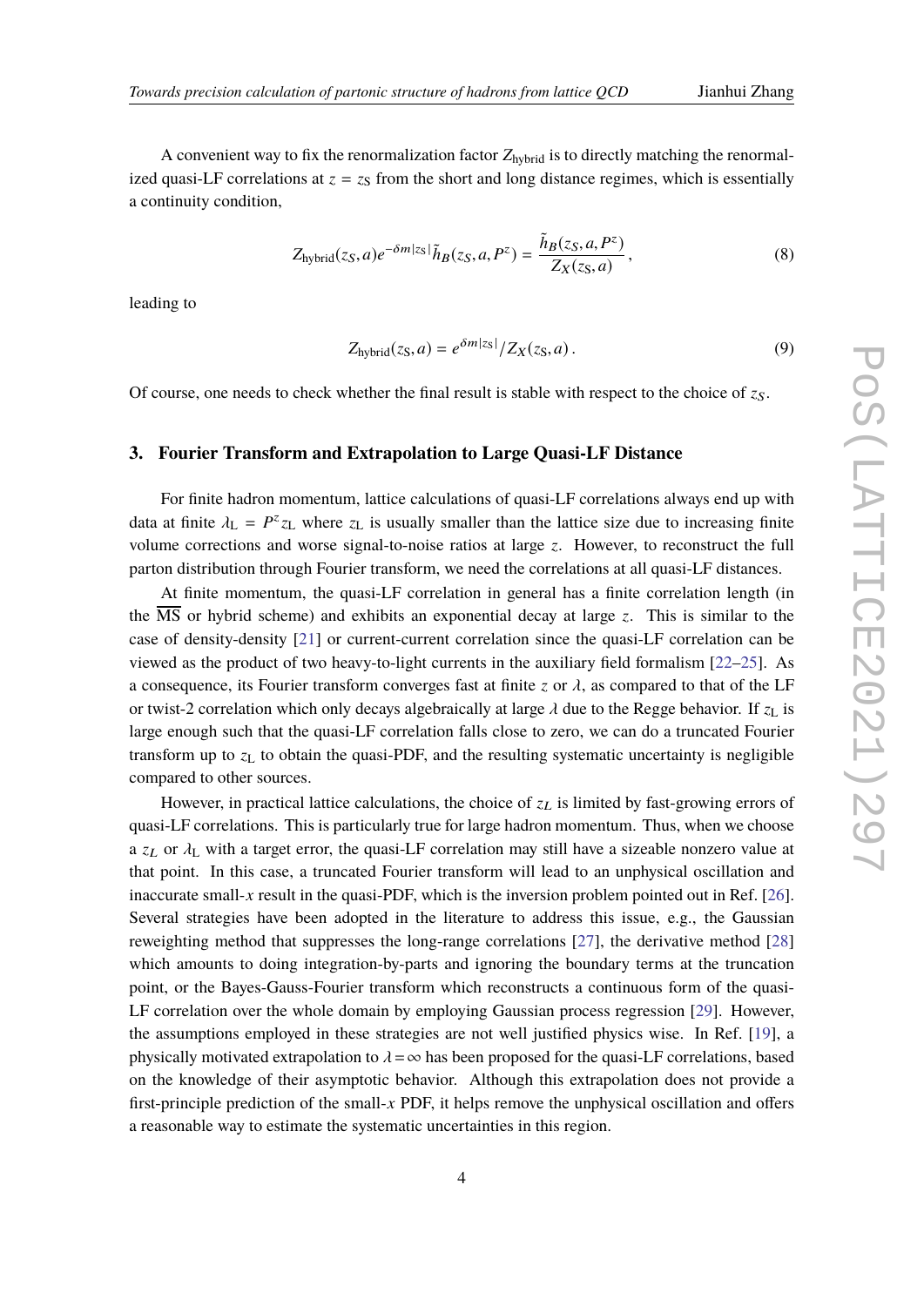A convenient way to fix the renormalization factor $Z_{\rm hybrid}$ is to directly matching the renormalized quasi-LF correlations at $z = z_{\rm S}$ from the short and long distance regimes, which is essentially a continuity condition,

$$Z_{\rm hybrid}(z_S, a) e^{-\delta m|z_{\rm S}|} \tilde{h}_B(z_S, a, P^z) = \frac{\tilde{h}_B(z_S, a, P^z)}{Z_X(z_{\rm S}, a)}, \tag{8}$$

leading to

$$Z_{\rm hybrid}(z_{\rm S}, a) = e^{\delta m|z_{\rm S}|}/Z_X(z_{\rm S}, a). \tag{9}$$

Of course, one needs to check whether the final result is stable with respect to the choice of $z_S$.

## 3. Fourier Transform and Extrapolation to Large Quasi-LF Distance

For finite hadron momentum, lattice calculations of quasi-LF correlations always end up with data at finite $\lambda_{\rm L} = P^z z_{\rm L}$ where $z_{\rm L}$ is usually smaller than the lattice size due to increasing finite volume corrections and worse signal-to-noise ratios at large $z$. However, to reconstruct the full parton distribution through Fourier transform, we need the correlations at all quasi-LF distances.

At finite momentum, the quasi-LF correlation in general has a finite correlation length (in the $\overline{\rm MS}$ or hybrid scheme) and exhibits an exponential decay at large $z$. This is similar to the case of density-density [21] or current-current correlation since the quasi-LF correlation can be viewed as the product of two heavy-to-light currents in the auxiliary field formalism [22–25]. As a consequence, its Fourier transform converges fast at finite $z$ or $\lambda$, as compared to that of the LF or twist-2 correlation which only decays algebraically at large $\lambda$ due to the Regge behavior. If $z_{\rm L}$ is large enough such that the quasi-LF correlation falls close to zero, we can do a truncated Fourier transform up to $z_{\rm L}$ to obtain the quasi-PDF, and the resulting systematic uncertainty is negligible compared to other sources.

However, in practical lattice calculations, the choice of $z_L$ is limited by fast-growing errors of quasi-LF correlations. This is particularly true for large hadron momentum. Thus, when we choose a $z_L$ or $\lambda_{\rm L}$ with a target error, the quasi-LF correlation may still have a sizeable nonzero value at that point. In this case, a truncated Fourier transform will lead to an unphysical oscillation and inaccurate small-$x$ result in the quasi-PDF, which is the inversion problem pointed out in Ref. [26]. Several strategies have been adopted in the literature to address this issue, e.g., the Gaussian reweighting method that suppresses the long-range correlations [27], the derivative method [28] which amounts to doing integration-by-parts and ignoring the boundary terms at the truncation point, or the Bayes-Gauss-Fourier transform which reconstructs a continuous form of the quasi-LF correlation over the whole domain by employing Gaussian process regression [29]. However, the assumptions employed in these strategies are not well justified physics wise. In Ref. [19], a physically motivated extrapolation to $\lambda = \infty$ has been proposed for the quasi-LF correlations, based on the knowledge of their asymptotic behavior. Although this extrapolation does not provide a first-principle prediction of the small-$x$ PDF, it helps remove the unphysical oscillation and offers a reasonable way to estimate the systematic uncertainties in this region.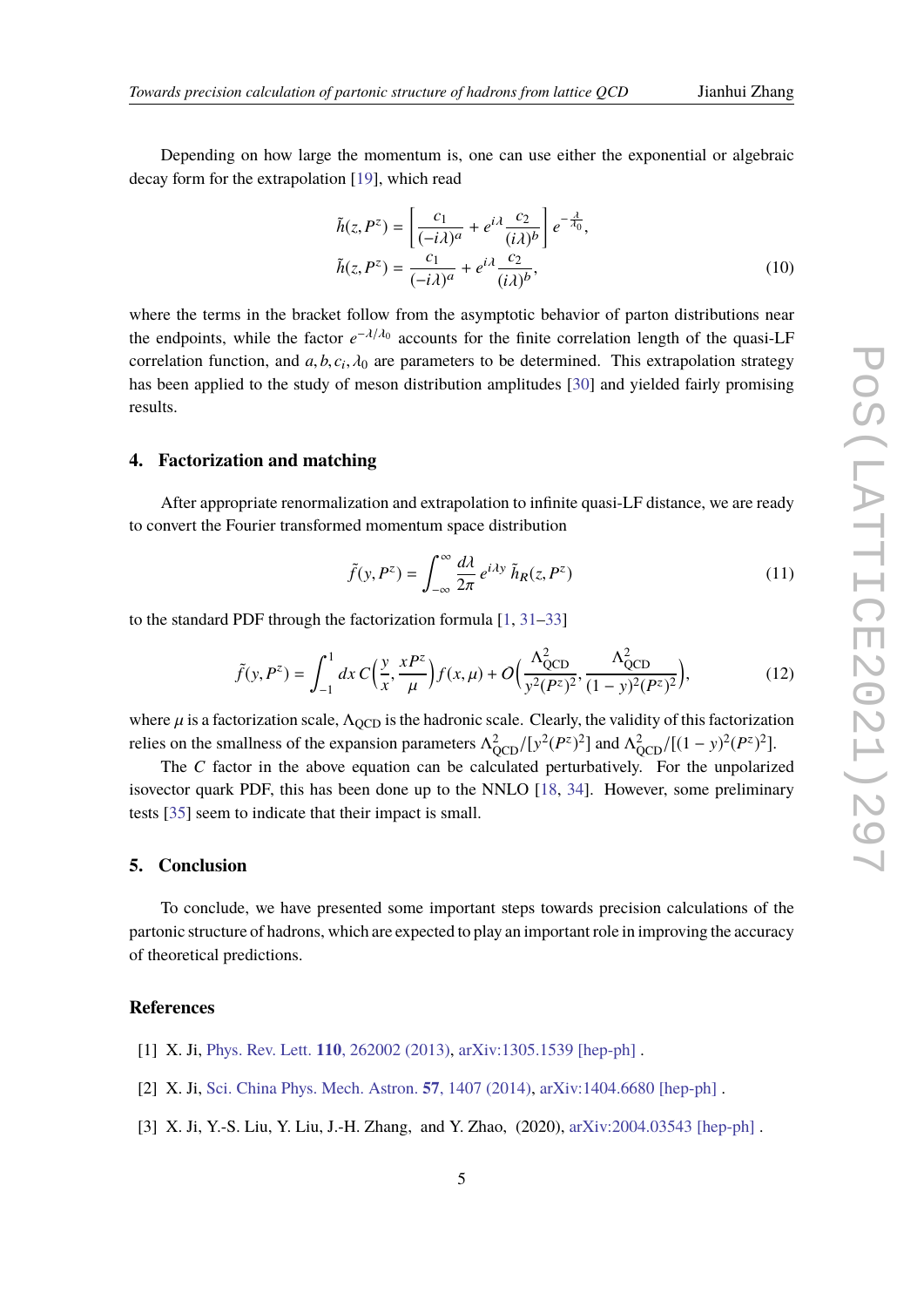Depending on how large the momentum is, one can use either the exponential or algebraic decay form for the extrapolation [19], which read

$$
\begin{aligned}
\tilde{h}(z, P^z) &= \left[ \frac{c_1}{(-i\lambda)^a} + e^{i\lambda} \frac{c_2}{(i\lambda)^b} \right] e^{-\frac{\lambda}{\lambda_0}}, \\
\tilde{h}(z, P^z) &= \frac{c_1}{(-i\lambda)^a} + e^{i\lambda} \frac{c_2}{(i\lambda)^b},
\end{aligned}
\tag{10}
$$

where the terms in the bracket follow from the asymptotic behavior of parton distributions near the endpoints, while the factor $e^{-\lambda/\lambda_0}$ accounts for the finite correlation length of the quasi-LF correlation function, and $a, b, c_i, \lambda_0$ are parameters to be determined. This extrapolation strategy has been applied to the study of meson distribution amplitudes [30] and yielded fairly promising results.

## 4. Factorization and matching

After appropriate renormalization and extrapolation to infinite quasi-LF distance, we are ready to convert the Fourier transformed momentum space distribution

$$
\tilde{f}(y, P^z) = \int_{-\infty}^{\infty} \frac{d\lambda}{2\pi} \, e^{i\lambda y} \, \tilde{h}_R(z, P^z) \tag{11}
$$

to the standard PDF through the factorization formula [1, 31–33]

$$
\tilde{f}(y, P^z) = \int_{-1}^{1} dx \, C\Big(\frac{y}{x}, \frac{xP^z}{\mu}\Big) f(x, \mu) + O\Big(\frac{\Lambda_{\rm QCD}^2}{y^2(P^z)^2}, \frac{\Lambda_{\rm QCD}^2}{(1-y)^2(P^z)^2}\Big), \tag{12}
$$

where $\mu$ is a factorization scale, $\Lambda_{\rm QCD}$ is the hadronic scale. Clearly, the validity of this factorization relies on the smallness of the expansion parameters $\Lambda_{\rm QCD}^2/[y^2(P^z)^2]$ and $\Lambda_{\rm QCD}^2/[(1-y)^2(P^z)^2]$.

The $C$ factor in the above equation can be calculated perturbatively. For the unpolarized isovector quark PDF, this has been done up to the NNLO [18, 34]. However, some preliminary tests [35] seem to indicate that their impact is small.

## 5. Conclusion

To conclude, we have presented some important steps towards precision calculations of the partonic structure of hadrons, which are expected to play an important role in improving the accuracy of theoretical predictions.

## References

[1] X. Ji, Phys. Rev. Lett. **110**, 262002 (2013), arXiv:1305.1539 [hep-ph] .

[2] X. Ji, Sci. China Phys. Mech. Astron. **57**, 1407 (2014), arXiv:1404.6680 [hep-ph] .

[3] X. Ji, Y.-S. Liu, Y. Liu, J.-H. Zhang, and Y. Zhao, (2020), arXiv:2004.03543 [hep-ph] .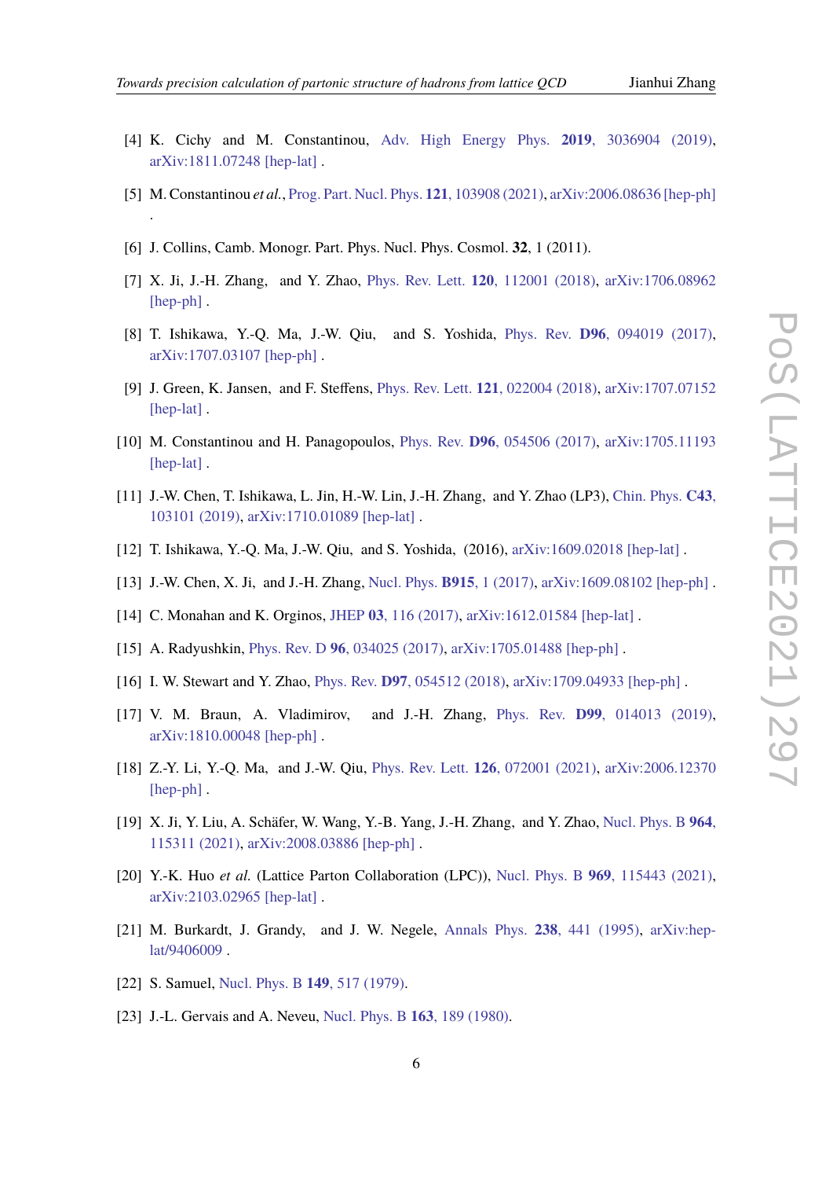[4] K. Cichy and M. Constantinou, Adv. High Energy Phys. **2019**, 3036904 (2019), arXiv:1811.07248 [hep-lat] .

[5] M. Constantinou *et al.*, Prog. Part. Nucl. Phys. **121**, 103908 (2021), arXiv:2006.08636 [hep-ph] .

[6] J. Collins, Camb. Monogr. Part. Phys. Nucl. Phys. Cosmol. **32**, 1 (2011).

[7] X. Ji, J.-H. Zhang, and Y. Zhao, Phys. Rev. Lett. **120**, 112001 (2018), arXiv:1706.08962 [hep-ph] .

[8] T. Ishikawa, Y.-Q. Ma, J.-W. Qiu, and S. Yoshida, Phys. Rev. **D96**, 094019 (2017), arXiv:1707.03107 [hep-ph] .

[9] J. Green, K. Jansen, and F. Steffens, Phys. Rev. Lett. **121**, 022004 (2018), arXiv:1707.07152 [hep-lat] .

[10] M. Constantinou and H. Panagopoulos, Phys. Rev. **D96**, 054506 (2017), arXiv:1705.11193 [hep-lat] .

[11] J.-W. Chen, T. Ishikawa, L. Jin, H.-W. Lin, J.-H. Zhang, and Y. Zhao (LP3), Chin. Phys. **C43**, 103101 (2019), arXiv:1710.01089 [hep-lat] .

[12] T. Ishikawa, Y.-Q. Ma, J.-W. Qiu, and S. Yoshida, (2016), arXiv:1609.02018 [hep-lat] .

[13] J.-W. Chen, X. Ji, and J.-H. Zhang, Nucl. Phys. **B915**, 1 (2017), arXiv:1609.08102 [hep-ph] .

[14] C. Monahan and K. Orginos, JHEP **03**, 116 (2017), arXiv:1612.01584 [hep-lat] .

[15] A. Radyushkin, Phys. Rev. D **96**, 034025 (2017), arXiv:1705.01488 [hep-ph] .

[16] I. W. Stewart and Y. Zhao, Phys. Rev. **D97**, 054512 (2018), arXiv:1709.04933 [hep-ph] .

[17] V. M. Braun, A. Vladimirov, and J.-H. Zhang, Phys. Rev. **D99**, 014013 (2019), arXiv:1810.00048 [hep-ph] .

[18] Z.-Y. Li, Y.-Q. Ma, and J.-W. Qiu, Phys. Rev. Lett. **126**, 072001 (2021), arXiv:2006.12370 [hep-ph] .

[19] X. Ji, Y. Liu, A. Schäfer, W. Wang, Y.-B. Yang, J.-H. Zhang, and Y. Zhao, Nucl. Phys. B **964**, 115311 (2021), arXiv:2008.03886 [hep-ph] .

[20] Y.-K. Huo *et al.* (Lattice Parton Collaboration (LPC)), Nucl. Phys. B **969**, 115443 (2021), arXiv:2103.02965 [hep-lat] .

[21] M. Burkardt, J. Grandy, and J. W. Negele, Annals Phys. **238**, 441 (1995), arXiv:hep-lat/9406009 .

[22] S. Samuel, Nucl. Phys. B **149**, 517 (1979).

[23] J.-L. Gervais and A. Neveu, Nucl. Phys. B **163**, 189 (1980).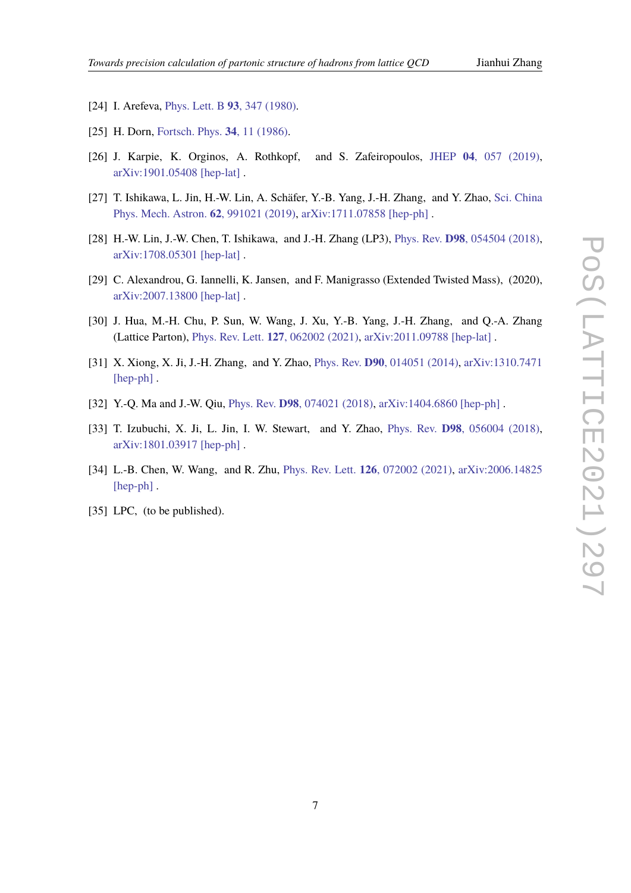[24] I. Arefeva, Phys. Lett. B **93**, 347 (1980).

[25] H. Dorn, Fortsch. Phys. **34**, 11 (1986).

[26] J. Karpie, K. Orginos, A. Rothkopf, and S. Zafeiropoulos, JHEP **04**, 057 (2019), arXiv:1901.05408 [hep-lat] .

[27] T. Ishikawa, L. Jin, H.-W. Lin, A. Schäfer, Y.-B. Yang, J.-H. Zhang, and Y. Zhao, Sci. China Phys. Mech. Astron. **62**, 991021 (2019), arXiv:1711.07858 [hep-ph] .

[28] H.-W. Lin, J.-W. Chen, T. Ishikawa, and J.-H. Zhang (LP3), Phys. Rev. **D98**, 054504 (2018), arXiv:1708.05301 [hep-lat] .

[29] C. Alexandrou, G. Iannelli, K. Jansen, and F. Manigrasso (Extended Twisted Mass), (2020), arXiv:2007.13800 [hep-lat] .

[30] J. Hua, M.-H. Chu, P. Sun, W. Wang, J. Xu, Y.-B. Yang, J.-H. Zhang, and Q.-A. Zhang (Lattice Parton), Phys. Rev. Lett. **127**, 062002 (2021), arXiv:2011.09788 [hep-lat] .

[31] X. Xiong, X. Ji, J.-H. Zhang, and Y. Zhao, Phys. Rev. **D90**, 014051 (2014), arXiv:1310.7471 [hep-ph] .

[32] Y.-Q. Ma and J.-W. Qiu, Phys. Rev. **D98**, 074021 (2018), arXiv:1404.6860 [hep-ph] .

[33] T. Izubuchi, X. Ji, L. Jin, I. W. Stewart, and Y. Zhao, Phys. Rev. **D98**, 056004 (2018), arXiv:1801.03917 [hep-ph] .

[34] L.-B. Chen, W. Wang, and R. Zhu, Phys. Rev. Lett. **126**, 072002 (2021), arXiv:2006.14825 [hep-ph] .

[35] LPC, (to be published).